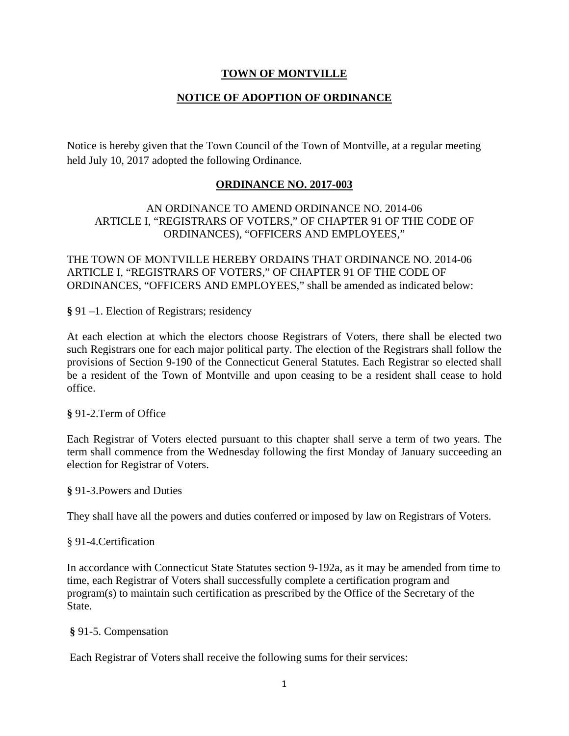**TOWN OF MONTVILLE**

**NOTICE OF ADOPTION OF ORDINANCE**

Notice is hereby given that the Town Council of the Town of Montville, at a regular meeting held July 10, 2017 adopted the following Ordinance.

**ORDINANCE NO. 2017-003**

AN ORDINANCE TO AMEND ORDINANCE NO. 2014-06 ARTICLE I, "REGISTRARS OF VOTERS," OF CHAPTER 91 OF THE CODE OF ORDINANCES), "OFFICERS AND EMPLOYEES,"

THE TOWN OF MONTVILLE HEREBY ORDAINS THAT ORDINANCE NO. 2014-06 ARTICLE I, "REGISTRARS OF VOTERS," OF CHAPTER 91 OF THE CODE OF ORDINANCES, "OFFICERS AND EMPLOYEES," shall be amended as indicated below:

**§** 91 –1. Election of Registrars; residency

At each election at which the electors choose Registrars of Voters, there shall be elected two such Registrars one for each major political party. The election of the Registrars shall follow the provisions of Section 9-190 of the Connecticut General Statutes. Each Registrar so elected shall be a resident of the Town of Montville and upon ceasing to be a resident shall cease to hold office.

**§** 91-2.Term of Office

Each Registrar of Voters elected pursuant to this chapter shall serve a term of two years. The term shall commence from the Wednesday following the first Monday of January succeeding an election for Registrar of Voters.

**§** 91-3.Powers and Duties

They shall have all the powers and duties conferred or imposed by law on Registrars of Voters.

§ 91-4.Certification

In accordance with Connecticut State Statutes section 9-192a, as it may be amended from time to time, each Registrar of Voters shall successfully complete a certification program and program(s) to maintain such certification as prescribed by the Office of the Secretary of the State.

**§** 91-5. Compensation

Each Registrar of Voters shall receive the following sums for their services: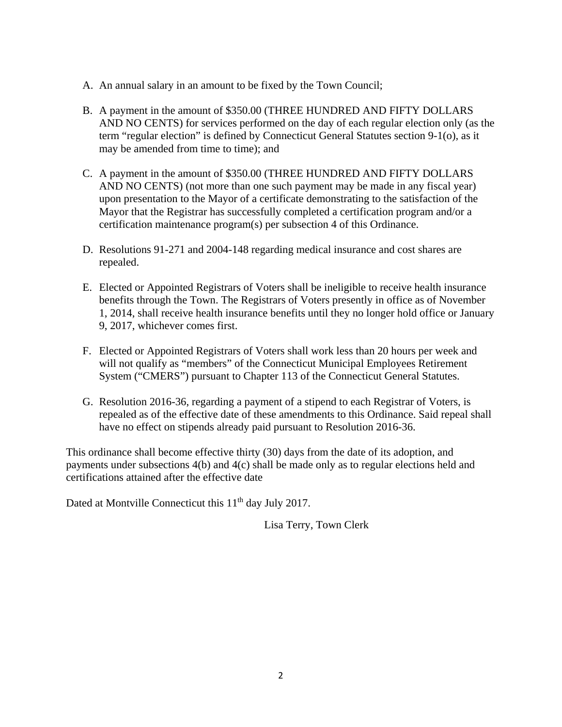A. An annual salary in an amount to be fixed by the Town Council;

B. A payment in the amount of $350.00 (THREE HUNDRED AND FIFTY DOLLARS AND NO CENTS) for services performed on the day of each regular election only (as the term "regular election" is defined by Connecticut General Statutes section 9-1(o), as it may be amended from time to time); and

C. A payment in the amount of $350.00 (THREE HUNDRED AND FIFTY DOLLARS AND NO CENTS) (not more than one such payment may be made in any fiscal year) upon presentation to the Mayor of a certificate demonstrating to the satisfaction of the Mayor that the Registrar has successfully completed a certification program and/or a certification maintenance program(s) per subsection 4 of this Ordinance.

D. Resolutions 91-271 and 2004-148 regarding medical insurance and cost shares are repealed.

E. Elected or Appointed Registrars of Voters shall be ineligible to receive health insurance benefits through the Town. The Registrars of Voters presently in office as of November 1, 2014, shall receive health insurance benefits until they no longer hold office or January 9, 2017, whichever comes first.

F. Elected or Appointed Registrars of Voters shall work less than 20 hours per week and will not qualify as "members" of the Connecticut Municipal Employees Retirement System ("CMERS") pursuant to Chapter 113 of the Connecticut General Statutes.

G. Resolution 2016-36, regarding a payment of a stipend to each Registrar of Voters, is repealed as of the effective date of these amendments to this Ordinance. Said repeal shall have no effect on stipends already paid pursuant to Resolution 2016-36.

This ordinance shall become effective thirty (30) days from the date of its adoption, and payments under subsections 4(b) and 4(c) shall be made only as to regular elections held and certifications attained after the effective date

Dated at Montville Connecticut this 11th day July 2017.

Lisa Terry, Town Clerk